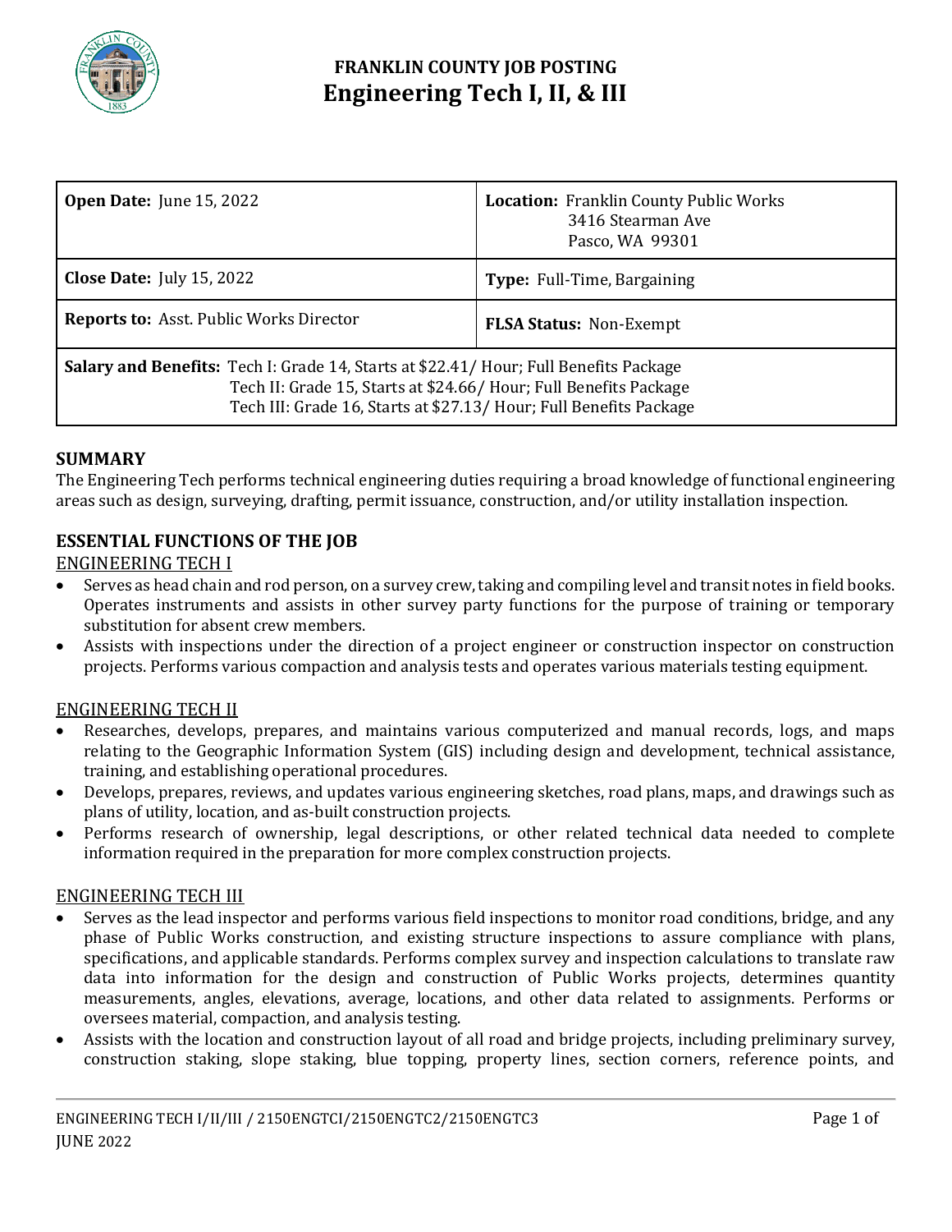# FRANKLIN COUNTY JOB POSTING
# Engineering Tech I, II, & III

| | |
|---|---|
| **Open Date:** June 15, 2022 | **Location:** Franklin County Public Works 3416 Stearman Ave Pasco, WA 99301 |
| **Close Date:** July 15, 2022 | **Type:** Full-Time, Bargaining |
| **Reports to:** Asst. Public Works Director | **FLSA Status:** Non-Exempt |
| **Salary and Benefits:** Tech I: Grade 14, Starts at $22.41/ Hour; Full Benefits Package<br>Tech II: Grade 15, Starts at $24.66/ Hour; Full Benefits Package<br>Tech III: Grade 16, Starts at $27.13/ Hour; Full Benefits Package | |

## SUMMARY

The Engineering Tech performs technical engineering duties requiring a broad knowledge of functional engineering areas such as design, surveying, drafting, permit issuance, construction, and/or utility installation inspection.

## ESSENTIAL FUNCTIONS OF THE JOB

ENGINEERING TECH I

- Serves as head chain and rod person, on a survey crew, taking and compiling level and transit notes in field books. Operates instruments and assists in other survey party functions for the purpose of training or temporary substitution for absent crew members.
- Assists with inspections under the direction of a project engineer or construction inspector on construction projects. Performs various compaction and analysis tests and operates various materials testing equipment.

ENGINEERING TECH II

- Researches, develops, prepares, and maintains various computerized and manual records, logs, and maps relating to the Geographic Information System (GIS) including design and development, technical assistance, training, and establishing operational procedures.
- Develops, prepares, reviews, and updates various engineering sketches, road plans, maps, and drawings such as plans of utility, location, and as-built construction projects.
- Performs research of ownership, legal descriptions, or other related technical data needed to complete information required in the preparation for more complex construction projects.

ENGINEERING TECH III

- Serves as the lead inspector and performs various field inspections to monitor road conditions, bridge, and any phase of Public Works construction, and existing structure inspections to assure compliance with plans, specifications, and applicable standards. Performs complex survey and inspection calculations to translate raw data into information for the design and construction of Public Works projects, determines quantity measurements, angles, elevations, average, locations, and other data related to assignments. Performs or oversees material, compaction, and analysis testing.
- Assists with the location and construction layout of all road and bridge projects, including preliminary survey, construction staking, slope staking, blue topping, property lines, section corners, reference points, and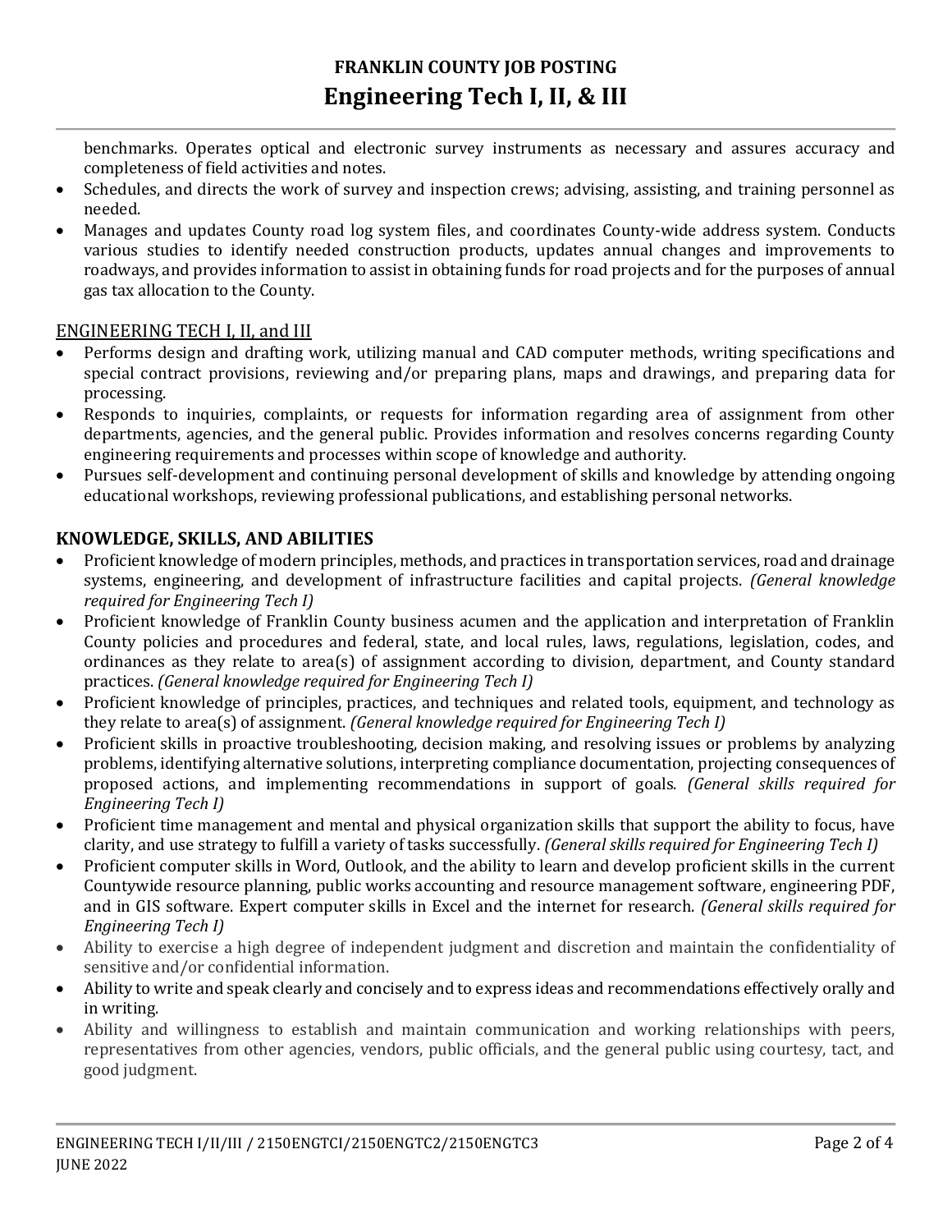benchmarks. Operates optical and electronic survey instruments as necessary and assures accuracy and completeness of field activities and notes.

- Schedules, and directs the work of survey and inspection crews; advising, assisting, and training personnel as needed.
- Manages and updates County road log system files, and coordinates County-wide address system. Conducts various studies to identify needed construction products, updates annual changes and improvements to roadways, and provides information to assist in obtaining funds for road projects and for the purposes of annual gas tax allocation to the County.

ENGINEERING TECH I, II, and III

- Performs design and drafting work, utilizing manual and CAD computer methods, writing specifications and special contract provisions, reviewing and/or preparing plans, maps and drawings, and preparing data for processing.
- Responds to inquiries, complaints, or requests for information regarding area of assignment from other departments, agencies, and the general public. Provides information and resolves concerns regarding County engineering requirements and processes within scope of knowledge and authority.
- Pursues self-development and continuing personal development of skills and knowledge by attending ongoing educational workshops, reviewing professional publications, and establishing personal networks.

## KNOWLEDGE, SKILLS, AND ABILITIES

- Proficient knowledge of modern principles, methods, and practices in transportation services, road and drainage systems, engineering, and development of infrastructure facilities and capital projects. *(General knowledge required for Engineering Tech I)*
- Proficient knowledge of Franklin County business acumen and the application and interpretation of Franklin County policies and procedures and federal, state, and local rules, laws, regulations, legislation, codes, and ordinances as they relate to area(s) of assignment according to division, department, and County standard practices. *(General knowledge required for Engineering Tech I)*
- Proficient knowledge of principles, practices, and techniques and related tools, equipment, and technology as they relate to area(s) of assignment. *(General knowledge required for Engineering Tech I)*
- Proficient skills in proactive troubleshooting, decision making, and resolving issues or problems by analyzing problems, identifying alternative solutions, interpreting compliance documentation, projecting consequences of proposed actions, and implementing recommendations in support of goals. *(General skills required for Engineering Tech I)*
- Proficient time management and mental and physical organization skills that support the ability to focus, have clarity, and use strategy to fulfill a variety of tasks successfully. *(General skills required for Engineering Tech I)*
- Proficient computer skills in Word, Outlook, and the ability to learn and develop proficient skills in the current Countywide resource planning, public works accounting and resource management software, engineering PDF, and in GIS software. Expert computer skills in Excel and the internet for research. *(General skills required for Engineering Tech I)*
- Ability to exercise a high degree of independent judgment and discretion and maintain the confidentiality of sensitive and/or confidential information.
- Ability to write and speak clearly and concisely and to express ideas and recommendations effectively orally and in writing.
- Ability and willingness to establish and maintain communication and working relationships with peers, representatives from other agencies, vendors, public officials, and the general public using courtesy, tact, and good judgment.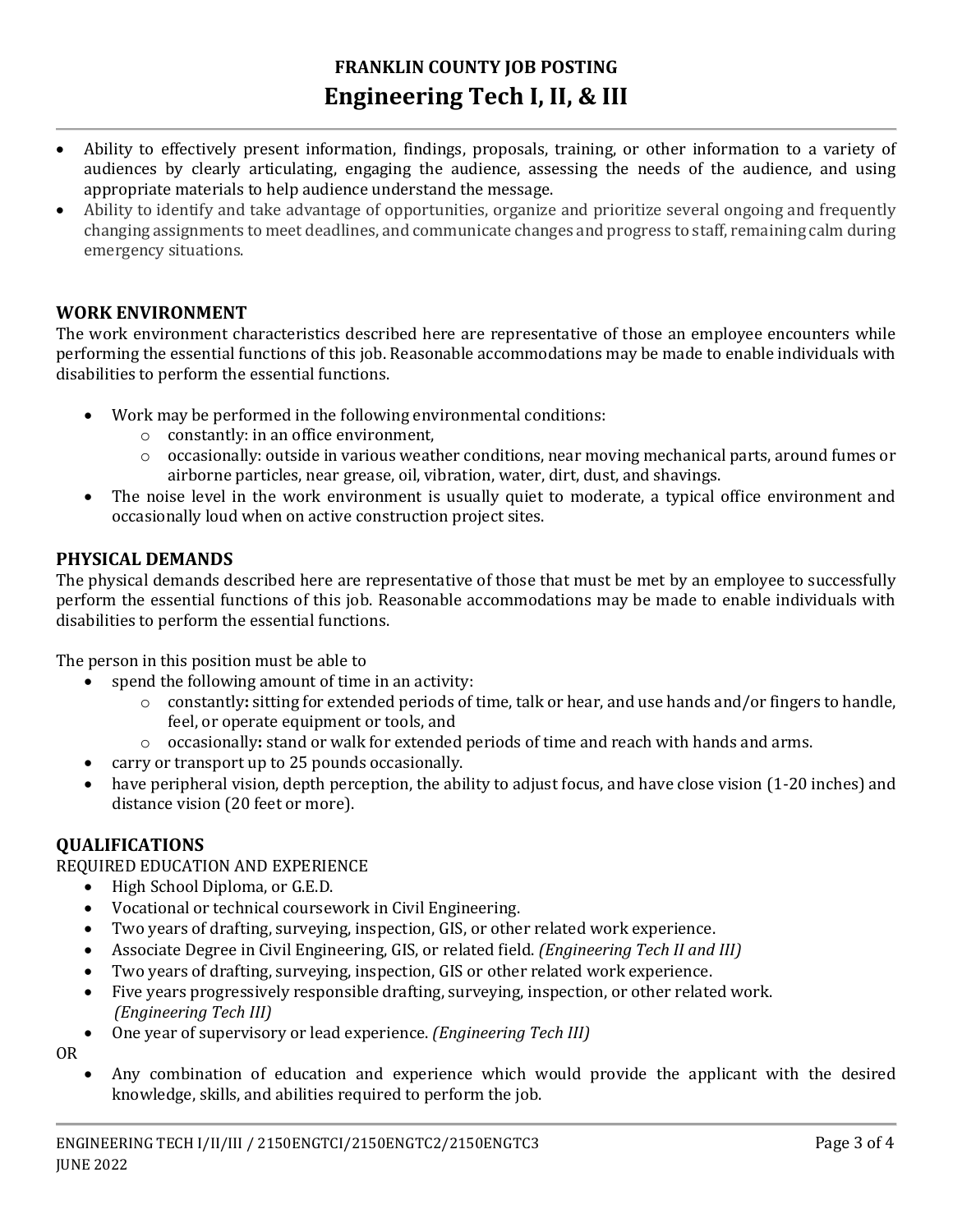- Ability to effectively present information, findings, proposals, training, or other information to a variety of audiences by clearly articulating, engaging the audience, assessing the needs of the audience, and using appropriate materials to help audience understand the message.
- Ability to identify and take advantage of opportunities, organize and prioritize several ongoing and frequently changing assignments to meet deadlines, and communicate changes and progress to staff, remaining calm during emergency situations.

## WORK ENVIRONMENT

The work environment characteristics described here are representative of those an employee encounters while performing the essential functions of this job. Reasonable accommodations may be made to enable individuals with disabilities to perform the essential functions.

- Work may be performed in the following environmental conditions:
  - constantly: in an office environment,
  - occasionally: outside in various weather conditions, near moving mechanical parts, around fumes or airborne particles, near grease, oil, vibration, water, dirt, dust, and shavings.
- The noise level in the work environment is usually quiet to moderate, a typical office environment and occasionally loud when on active construction project sites.

## PHYSICAL DEMANDS

The physical demands described here are representative of those that must be met by an employee to successfully perform the essential functions of this job. Reasonable accommodations may be made to enable individuals with disabilities to perform the essential functions.

The person in this position must be able to

- spend the following amount of time in an activity:
  - constantly**:** sitting for extended periods of time, talk or hear, and use hands and/or fingers to handle, feel, or operate equipment or tools, and
  - occasionally**:** stand or walk for extended periods of time and reach with hands and arms.
- carry or transport up to 25 pounds occasionally.
- have peripheral vision, depth perception, the ability to adjust focus, and have close vision (1-20 inches) and distance vision (20 feet or more).

## QUALIFICATIONS

REQUIRED EDUCATION AND EXPERIENCE

- High School Diploma, or G.E.D.
- Vocational or technical coursework in Civil Engineering.
- Two years of drafting, surveying, inspection, GIS, or other related work experience.
- Associate Degree in Civil Engineering, GIS, or related field. *(Engineering Tech II and III)*
- Two years of drafting, surveying, inspection, GIS or other related work experience.
- Five years progressively responsible drafting, surveying, inspection, or other related work. *(Engineering Tech III)*
- One year of supervisory or lead experience. *(Engineering Tech III)*

OR

- Any combination of education and experience which would provide the applicant with the desired knowledge, skills, and abilities required to perform the job.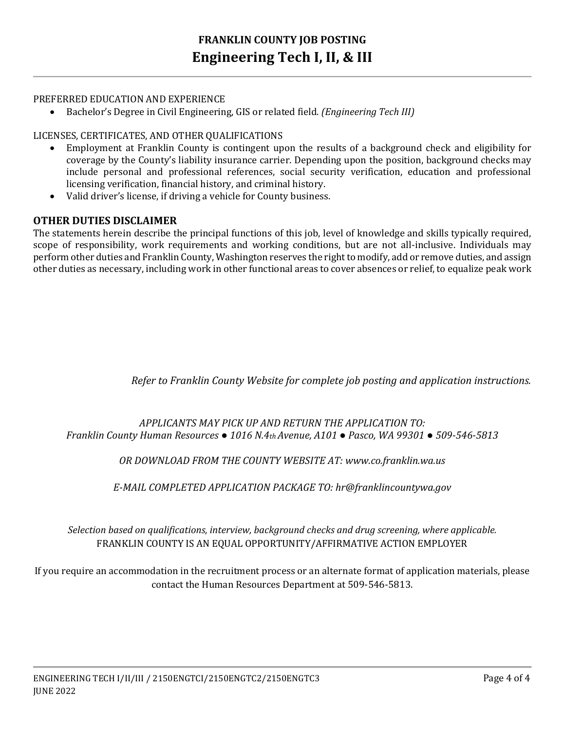PREFERRED EDUCATION AND EXPERIENCE

- Bachelor's Degree in Civil Engineering, GIS or related field. *(Engineering Tech III)*

LICENSES, CERTIFICATES, AND OTHER QUALIFICATIONS

- Employment at Franklin County is contingent upon the results of a background check and eligibility for coverage by the County's liability insurance carrier. Depending upon the position, background checks may include personal and professional references, social security verification, education and professional licensing verification, financial history, and criminal history.
- Valid driver's license, if driving a vehicle for County business.

## OTHER DUTIES DISCLAIMER

The statements herein describe the principal functions of this job, level of knowledge and skills typically required, scope of responsibility, work requirements and working conditions, but are not all-inclusive. Individuals may perform other duties and Franklin County, Washington reserves the right to modify, add or remove duties, and assign other duties as necessary, including work in other functional areas to cover absences or relief, to equalize peak work

*Refer to Franklin County Website for complete job posting and application instructions.*

*APPLICANTS MAY PICK UP AND RETURN THE APPLICATION TO:*
*Franklin County Human Resources ● 1016 N.4th Avenue, A101 ● Pasco, WA 99301 ● 509-546-5813*

*OR DOWNLOAD FROM THE COUNTY WEBSITE AT: www.co.franklin.wa.us*

*E-MAIL COMPLETED APPLICATION PACKAGE TO: hr@franklincountywa.gov*

*Selection based on qualifications, interview, background checks and drug screening, where applicable.*
FRANKLIN COUNTY IS AN EQUAL OPPORTUNITY/AFFIRMATIVE ACTION EMPLOYER

If you require an accommodation in the recruitment process or an alternate format of application materials, please contact the Human Resources Department at 509-546-5813.